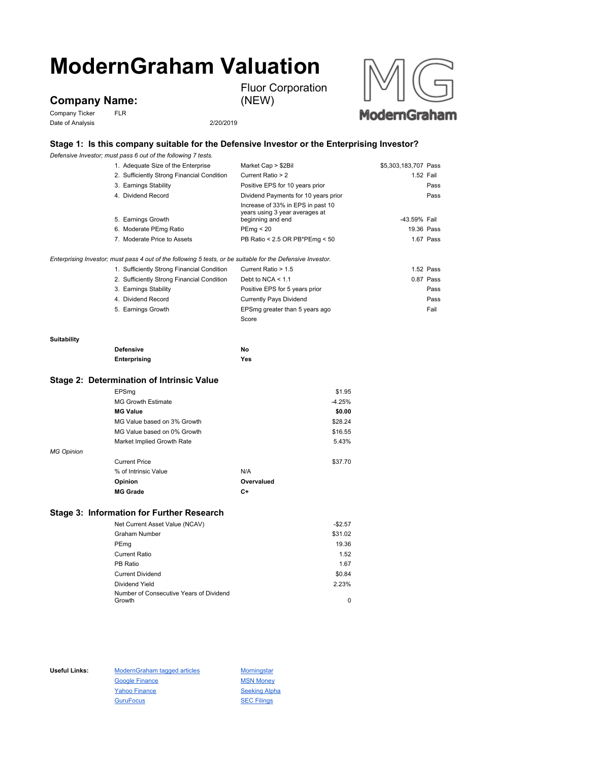# ModernGraham Valuation

## Company Name:

Fluor Corporation (NEW)

Company Ticker FLR

Date of Analysis 2/20/2019

### Stage 1: Is this company suitable for the Defensive Investor or the Enterprising Investor?

*Defensive Investor; must pass 6 out of the following 7 tests.*

| | | | |
|---|---|---|---|
| 1. Adequate Size of the Enterprise | Market Cap > $2Bil | $5,303,183,707 | Pass |
| 2. Sufficiently Strong Financial Condition | Current Ratio > 2 | 1.52 | Fail |
| 3. Earnings Stability | Positive EPS for 10 years prior | | Pass |
| 4. Dividend Record | Dividend Payments for 10 years prior | | Pass |
| 5. Earnings Growth | Increase of 33% in EPS in past 10 years using 3 year averages at beginning and end | -43.59% | Fail |
| 6. Moderate PEmg Ratio | PEmg < 20 | 19.36 | Pass |
| 7. Moderate Price to Assets | PB Ratio < 2.5 OR PB*PEmg < 50 | 1.67 | Pass |

*Enterprising Investor; must pass 4 out of the following 5 tests, or be suitable for the Defensive Investor.*

| | | | |
|---|---|---|---|
| 1. Sufficiently Strong Financial Condition | Current Ratio > 1.5 | 1.52 | Pass |
| 2. Sufficiently Strong Financial Condition | Debt to NCA < 1.1 | 0.87 | Pass |
| 3. Earnings Stability | Positive EPS for 5 years prior | | Pass |
| 4. Dividend Record | Currently Pays Dividend | | Pass |
| 5. Earnings Growth | EPSmg greater than 5 years ago | | Fail |
| | Score | | |

**Suitability**

| | |
|---|---|
| **Defensive** | **No** |
| **Enterprising** | **Yes** |

### Stage 2: Determination of Intrinsic Value

| | | |
|---|---|---|
| EPSmg | | $1.95 |
| MG Growth Estimate | | -4.25% |
| **MG Value** | | **$0.00** |
| MG Value based on 3% Growth | | $28.24 |
| MG Value based on 0% Growth | | $16.55 |
| Market Implied Growth Rate | | 5.43% |

*MG Opinion*

| | | |
|---|---|---|
| Current Price | | $37.70 |
| % of Intrinsic Value | N/A | |
| **Opinion** | **Overvalued** | |
| **MG Grade** | **C+** | |

### Stage 3: Information for Further Research

| | |
|---|---|
| Net Current Asset Value (NCAV) | -$2.57 |
| Graham Number | $31.02 |
| PEmg | 19.36 |
| Current Ratio | 1.52 |
| PB Ratio | 1.67 |
| Current Dividend | $0.84 |
| Dividend Yield | 2.23% |
| Number of Consecutive Years of Dividend Growth | 0 |

**Useful Links:**

| | |
|---|---|
| ModernGraham tagged articles | Morningstar |
| Google Finance | MSN Money |
| Yahoo Finance | Seeking Alpha |
| GuruFocus | SEC Filings |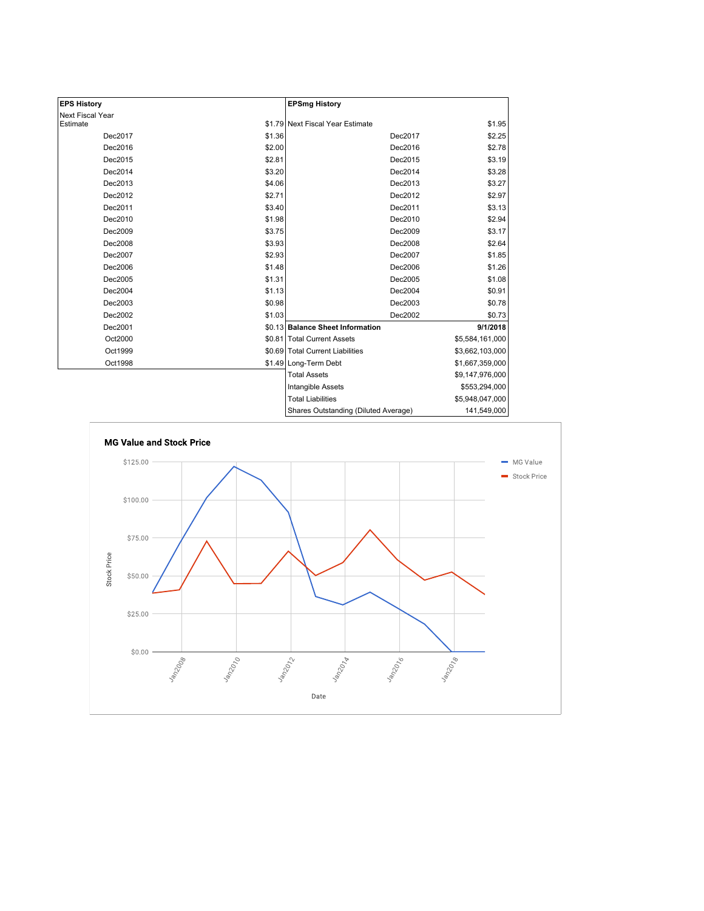| EPS History | | EPSmg History | |
|---|---|---|---|
| Next Fiscal Year Estimate | $1.79 | Next Fiscal Year Estimate | $1.95 |
| Dec2017 | $1.36 | Dec2017 | $2.25 |
| Dec2016 | $2.00 | Dec2016 | $2.78 |
| Dec2015 | $2.81 | Dec2015 | $3.19 |
| Dec2014 | $3.20 | Dec2014 | $3.28 |
| Dec2013 | $4.06 | Dec2013 | $3.27 |
| Dec2012 | $2.71 | Dec2012 | $2.97 |
| Dec2011 | $3.40 | Dec2011 | $3.13 |
| Dec2010 | $1.98 | Dec2010 | $2.94 |
| Dec2009 | $3.75 | Dec2009 | $3.17 |
| Dec2008 | $3.93 | Dec2008 | $2.64 |
| Dec2007 | $2.93 | Dec2007 | $1.85 |
| Dec2006 | $1.48 | Dec2006 | $1.26 |
| Dec2005 | $1.31 | Dec2005 | $1.08 |
| Dec2004 | $1.13 | Dec2004 | $0.91 |
| Dec2003 | $0.98 | Dec2003 | $0.78 |
| Dec2002 | $1.03 | Dec2002 | $0.73 |
| Dec2001 | $0.13 | **Balance Sheet Information** | **9/1/2018** |
| Oct2000 | $0.81 | Total Current Assets | $5,584,161,000 |
| Oct1999 | $0.69 | Total Current Liabilities | $3,662,103,000 |
| Oct1998 | $1.49 | Long-Term Debt | $1,667,359,000 |
| | | Total Assets | $9,147,976,000 |
| | | Intangible Assets | $553,294,000 |
| | | Total Liabilities | $5,948,047,000 |
| | | Shares Outstanding (Diluted Average) | 141,549,000 |

**MG Value and Stock Price**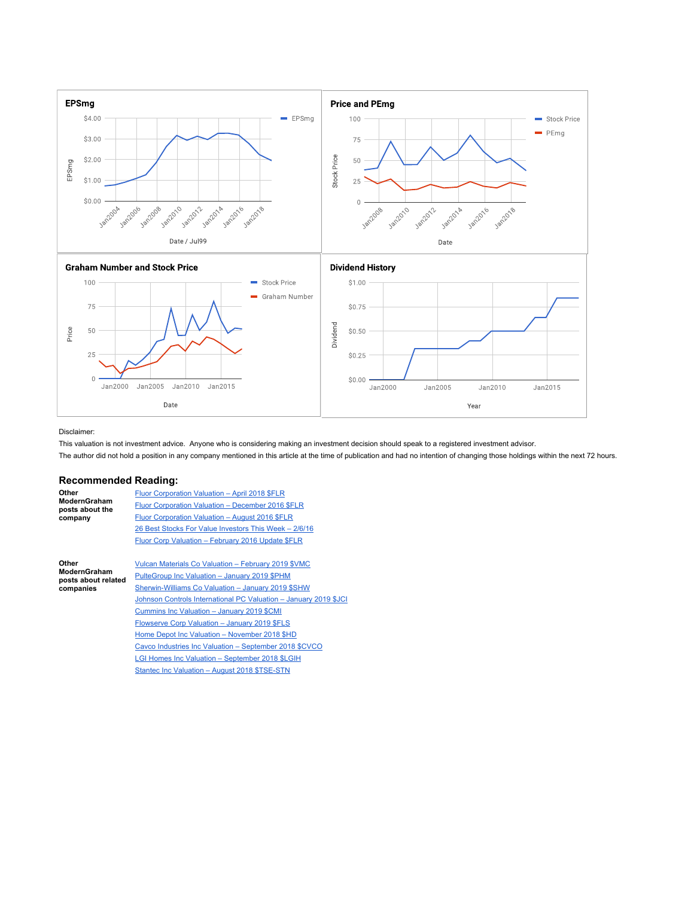EPSmg

$4.00
$3.00
$2.00
$1.00
$0.00

EPSmg

Jan2004 Jan2006 Jan2008 Jan2010 Jan2012 Jan2014 Jan2016 Jan2018

Date / Jul99

Price and PEmg

100
75
50
25
0

Stock Price

Stock Price
PEmg

Jan2008 Jan2010 Jan2012 Jan2014 Jan2016 Jan2018

Date

Graham Number and Stock Price

100
75
50
25
0

Price

Stock Price
Graham Number

Jan2000 Jan2005 Jan2010 Jan2015

Date

Dividend History

$1.00
$0.75
$0.50
$0.25
$0.00

Dividend

Jan2000 Jan2005 Jan2010 Jan2015

Year

Disclaimer:

This valuation is not investment advice. Anyone who is considering making an investment decision should speak to a registered investment advisor.

The author did not hold a position in any company mentioned in this article at the time of publication and had no intention of changing those holdings within the next 72 hours.

## Recommended Reading:

| | |
|---|---|
| **Other ModernGraham posts about the company** | Fluor Corporation Valuation – April 2018 $FLR<br>Fluor Corporation Valuation – December 2016 $FLR<br>Fluor Corporation Valuation – August 2016 $FLR<br>26 Best Stocks For Value Investors This Week – 2/6/16<br>Fluor Corp Valuation – February 2016 Update $FLR |
| **Other ModernGraham posts about related companies** | Vulcan Materials Co Valuation – February 2019 $VMC<br>PulteGroup Inc Valuation – January 2019 $PHM<br>Sherwin-Williams Co Valuation – January 2019 $SHW<br>Johnson Controls International PC Valuation – January 2019 $JCI<br>Cummins Inc Valuation – January 2019 $CMI<br>Flowserve Corp Valuation – January 2019 $FLS<br>Home Depot Inc Valuation – November 2018 $HD<br>Cavco Industries Inc Valuation – September 2018 $CVCO<br>LGI Homes Inc Valuation – September 2018 $LGIH<br>Stantec Inc Valuation – August 2018 $TSE-STN |